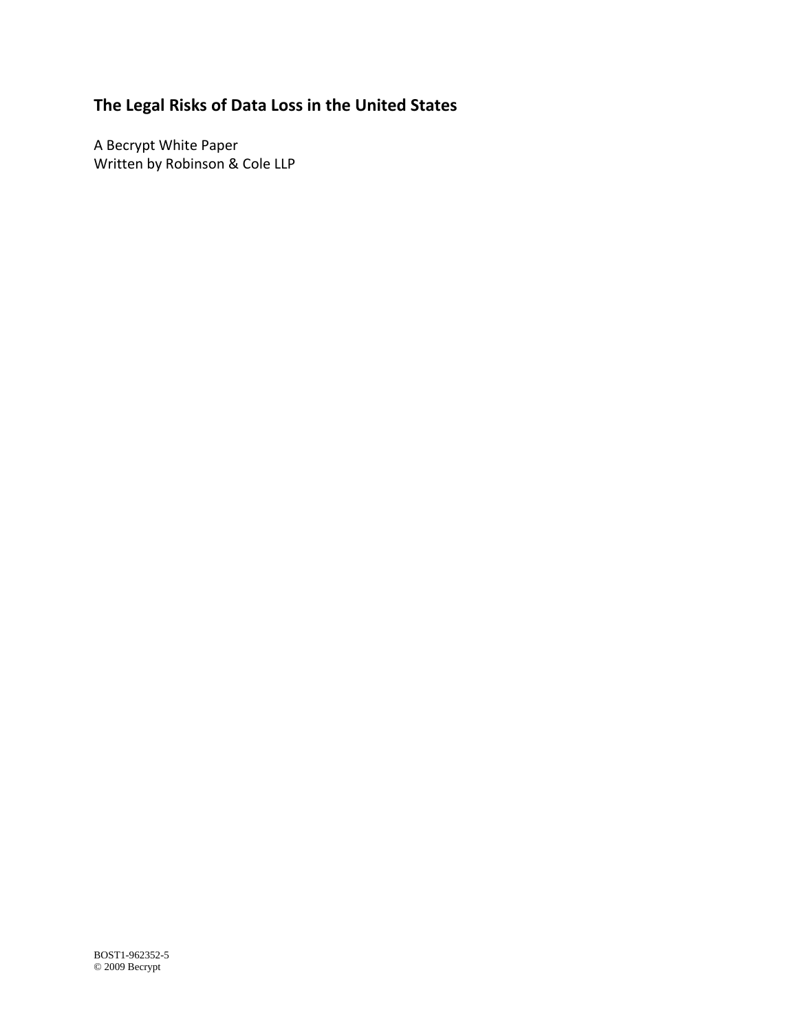# The Legal Risks of Data Loss in the United States

A Becrypt White Paper
Written by Robinson & Cole LLP

BOST1-962352-5
© 2009 Becrypt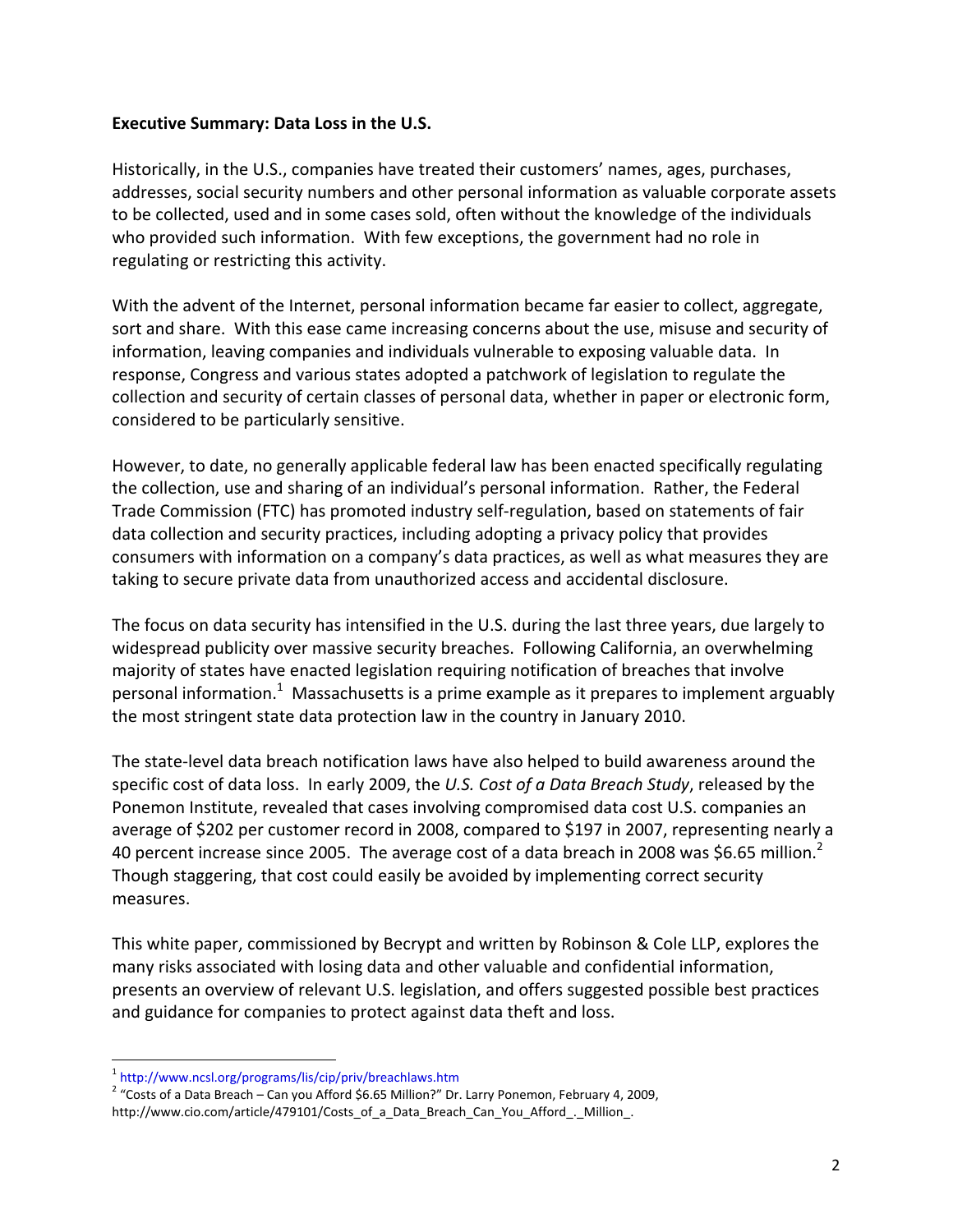**Executive Summary: Data Loss in the U.S.**

Historically, in the U.S., companies have treated their customers' names, ages, purchases, addresses, social security numbers and other personal information as valuable corporate assets to be collected, used and in some cases sold, often without the knowledge of the individuals who provided such information. With few exceptions, the government had no role in regulating or restricting this activity.

With the advent of the Internet, personal information became far easier to collect, aggregate, sort and share. With this ease came increasing concerns about the use, misuse and security of information, leaving companies and individuals vulnerable to exposing valuable data. In response, Congress and various states adopted a patchwork of legislation to regulate the collection and security of certain classes of personal data, whether in paper or electronic form, considered to be particularly sensitive.

However, to date, no generally applicable federal law has been enacted specifically regulating the collection, use and sharing of an individual's personal information. Rather, the Federal Trade Commission (FTC) has promoted industry self-regulation, based on statements of fair data collection and security practices, including adopting a privacy policy that provides consumers with information on a company's data practices, as well as what measures they are taking to secure private data from unauthorized access and accidental disclosure.

The focus on data security has intensified in the U.S. during the last three years, due largely to widespread publicity over massive security breaches. Following California, an overwhelming majority of states have enacted legislation requiring notification of breaches that involve personal information.[1] Massachusetts is a prime example as it prepares to implement arguably the most stringent state data protection law in the country in January 2010.

The state-level data breach notification laws have also helped to build awareness around the specific cost of data loss. In early 2009, the *U.S. Cost of a Data Breach Study*, released by the Ponemon Institute, revealed that cases involving compromised data cost U.S. companies an average of $202 per customer record in 2008, compared to $197 in 2007, representing nearly a 40 percent increase since 2005. The average cost of a data breach in 2008 was $6.65 million.[2] Though staggering, that cost could easily be avoided by implementing correct security measures.

This white paper, commissioned by Becrypt and written by Robinson & Cole LLP, explores the many risks associated with losing data and other valuable and confidential information, presents an overview of relevant U.S. legislation, and offers suggested possible best practices and guidance for companies to protect against data theft and loss.

---

[1] http://www.ncsl.org/programs/lis/cip/priv/breachlaws.htm

[2] "Costs of a Data Breach – Can you Afford $6.65 Million?" Dr. Larry Ponemon, February 4, 2009, http://www.cio.com/article/479101/Costs_of_a_Data_Breach_Can_You_Afford_._Million_.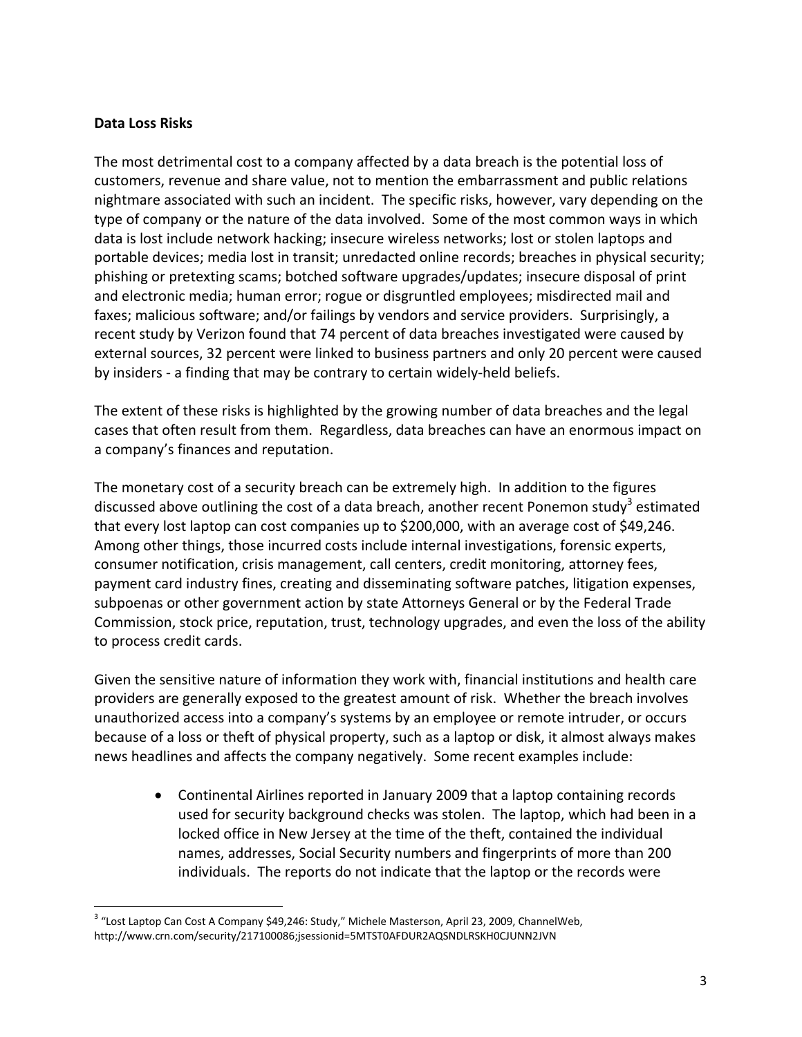**Data Loss Risks**

The most detrimental cost to a company affected by a data breach is the potential loss of customers, revenue and share value, not to mention the embarrassment and public relations nightmare associated with such an incident. The specific risks, however, vary depending on the type of company or the nature of the data involved. Some of the most common ways in which data is lost include network hacking; insecure wireless networks; lost or stolen laptops and portable devices; media lost in transit; unredacted online records; breaches in physical security; phishing or pretexting scams; botched software upgrades/updates; insecure disposal of print and electronic media; human error; rogue or disgruntled employees; misdirected mail and faxes; malicious software; and/or failings by vendors and service providers. Surprisingly, a recent study by Verizon found that 74 percent of data breaches investigated were caused by external sources, 32 percent were linked to business partners and only 20 percent were caused by insiders - a finding that may be contrary to certain widely-held beliefs.

The extent of these risks is highlighted by the growing number of data breaches and the legal cases that often result from them. Regardless, data breaches can have an enormous impact on a company's finances and reputation.

The monetary cost of a security breach can be extremely high. In addition to the figures discussed above outlining the cost of a data breach, another recent Ponemon study[3] estimated that every lost laptop can cost companies up to $200,000, with an average cost of $49,246. Among other things, those incurred costs include internal investigations, forensic experts, consumer notification, crisis management, call centers, credit monitoring, attorney fees, payment card industry fines, creating and disseminating software patches, litigation expenses, subpoenas or other government action by state Attorneys General or by the Federal Trade Commission, stock price, reputation, trust, technology upgrades, and even the loss of the ability to process credit cards.

Given the sensitive nature of information they work with, financial institutions and health care providers are generally exposed to the greatest amount of risk. Whether the breach involves unauthorized access into a company's systems by an employee or remote intruder, or occurs because of a loss or theft of physical property, such as a laptop or disk, it almost always makes news headlines and affects the company negatively. Some recent examples include:

- Continental Airlines reported in January 2009 that a laptop containing records used for security background checks was stolen. The laptop, which had been in a locked office in New Jersey at the time of the theft, contained the individual names, addresses, Social Security numbers and fingerprints of more than 200 individuals. The reports do not indicate that the laptop or the records were

[3] "Lost Laptop Can Cost A Company $49,246: Study," Michele Masterson, April 23, 2009, ChannelWeb, http://www.crn.com/security/217100086;jsessionid=5MTST0AFDUR2AQSNDLRSKH0CJUNN2JVN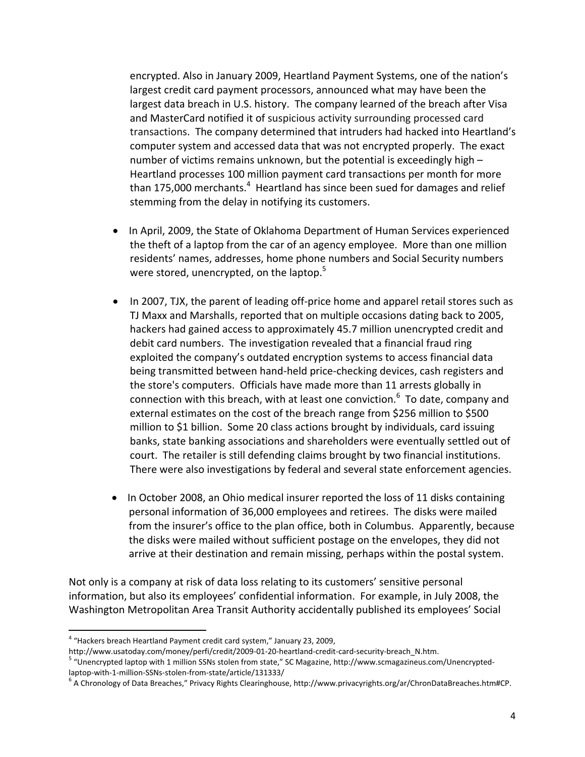encrypted. Also in January 2009, Heartland Payment Systems, one of the nation's largest credit card payment processors, announced what may have been the largest data breach in U.S. history. The company learned of the breach after Visa and MasterCard notified it of suspicious activity surrounding processed card transactions. The company determined that intruders had hacked into Heartland's computer system and accessed data that was not encrypted properly. The exact number of victims remains unknown, but the potential is exceedingly high – Heartland processes 100 million payment card transactions per month for more than 175,000 merchants.[4] Heartland has since been sued for damages and relief stemming from the delay in notifying its customers.

- In April, 2009, the State of Oklahoma Department of Human Services experienced the theft of a laptop from the car of an agency employee. More than one million residents' names, addresses, home phone numbers and Social Security numbers were stored, unencrypted, on the laptop.[5]

- In 2007, TJX, the parent of leading off-price home and apparel retail stores such as TJ Maxx and Marshalls, reported that on multiple occasions dating back to 2005, hackers had gained access to approximately 45.7 million unencrypted credit and debit card numbers. The investigation revealed that a financial fraud ring exploited the company's outdated encryption systems to access financial data being transmitted between hand-held price-checking devices, cash registers and the store's computers. Officials have made more than 11 arrests globally in connection with this breach, with at least one conviction.[6] To date, company and external estimates on the cost of the breach range from $256 million to $500 million to $1 billion. Some 20 class actions brought by individuals, card issuing banks, state banking associations and shareholders were eventually settled out of court. The retailer is still defending claims brought by two financial institutions. There were also investigations by federal and several state enforcement agencies.

- In October 2008, an Ohio medical insurer reported the loss of 11 disks containing personal information of 36,000 employees and retirees. The disks were mailed from the insurer's office to the plan office, both in Columbus. Apparently, because the disks were mailed without sufficient postage on the envelopes, they did not arrive at their destination and remain missing, perhaps within the postal system.

Not only is a company at risk of data loss relating to its customers' sensitive personal information, but also its employees' confidential information. For example, in July 2008, the Washington Metropolitan Area Transit Authority accidentally published its employees' Social

---

[4] "Hackers breach Heartland Payment credit card system," January 23, 2009, http://www.usatoday.com/money/perfi/credit/2009-01-20-heartland-credit-card-security-breach_N.htm.

[5] "Unencrypted laptop with 1 million SSNs stolen from state," SC Magazine, http://www.scmagazineus.com/Unencrypted-laptop-with-1-million-SSNs-stolen-from-state/article/131333/

[6] A Chronology of Data Breaches," Privacy Rights Clearinghouse, http://www.privacyrights.org/ar/ChronDataBreaches.htm#CP.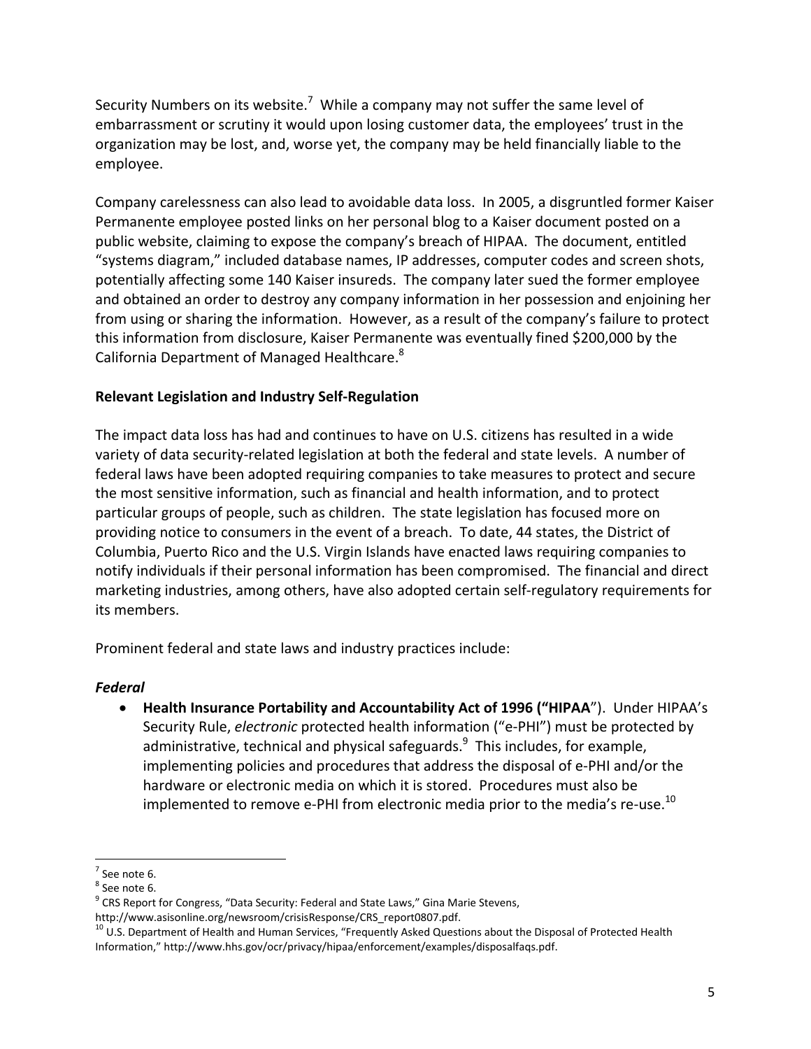Security Numbers on its website.[7] While a company may not suffer the same level of embarrassment or scrutiny it would upon losing customer data, the employees' trust in the organization may be lost, and, worse yet, the company may be held financially liable to the employee.

Company carelessness can also lead to avoidable data loss. In 2005, a disgruntled former Kaiser Permanente employee posted links on her personal blog to a Kaiser document posted on a public website, claiming to expose the company's breach of HIPAA. The document, entitled "systems diagram," included database names, IP addresses, computer codes and screen shots, potentially affecting some 140 Kaiser insureds. The company later sued the former employee and obtained an order to destroy any company information in her possession and enjoining her from using or sharing the information. However, as a result of the company's failure to protect this information from disclosure, Kaiser Permanente was eventually fined $200,000 by the California Department of Managed Healthcare.[8]

**Relevant Legislation and Industry Self-Regulation**

The impact data loss has had and continues to have on U.S. citizens has resulted in a wide variety of data security-related legislation at both the federal and state levels. A number of federal laws have been adopted requiring companies to take measures to protect and secure the most sensitive information, such as financial and health information, and to protect particular groups of people, such as children. The state legislation has focused more on providing notice to consumers in the event of a breach. To date, 44 states, the District of Columbia, Puerto Rico and the U.S. Virgin Islands have enacted laws requiring companies to notify individuals if their personal information has been compromised. The financial and direct marketing industries, among others, have also adopted certain self-regulatory requirements for its members.

Prominent federal and state laws and industry practices include:

***Federal***

- **Health Insurance Portability and Accountability Act of 1996 ("HIPAA**"). Under HIPAA's Security Rule, *electronic* protected health information ("e-PHI") must be protected by administrative, technical and physical safeguards.[9] This includes, for example, implementing policies and procedures that address the disposal of e-PHI and/or the hardware or electronic media on which it is stored. Procedures must also be implemented to remove e-PHI from electronic media prior to the media's re-use.[10]

---

[7] See note 6.

[8] See note 6.

[9] CRS Report for Congress, "Data Security: Federal and State Laws," Gina Marie Stevens, http://www.asisonline.org/newsroom/crisisResponse/CRS_report0807.pdf.

[10] U.S. Department of Health and Human Services, "Frequently Asked Questions about the Disposal of Protected Health Information," http://www.hhs.gov/ocr/privacy/hipaa/enforcement/examples/disposalfaqs.pdf.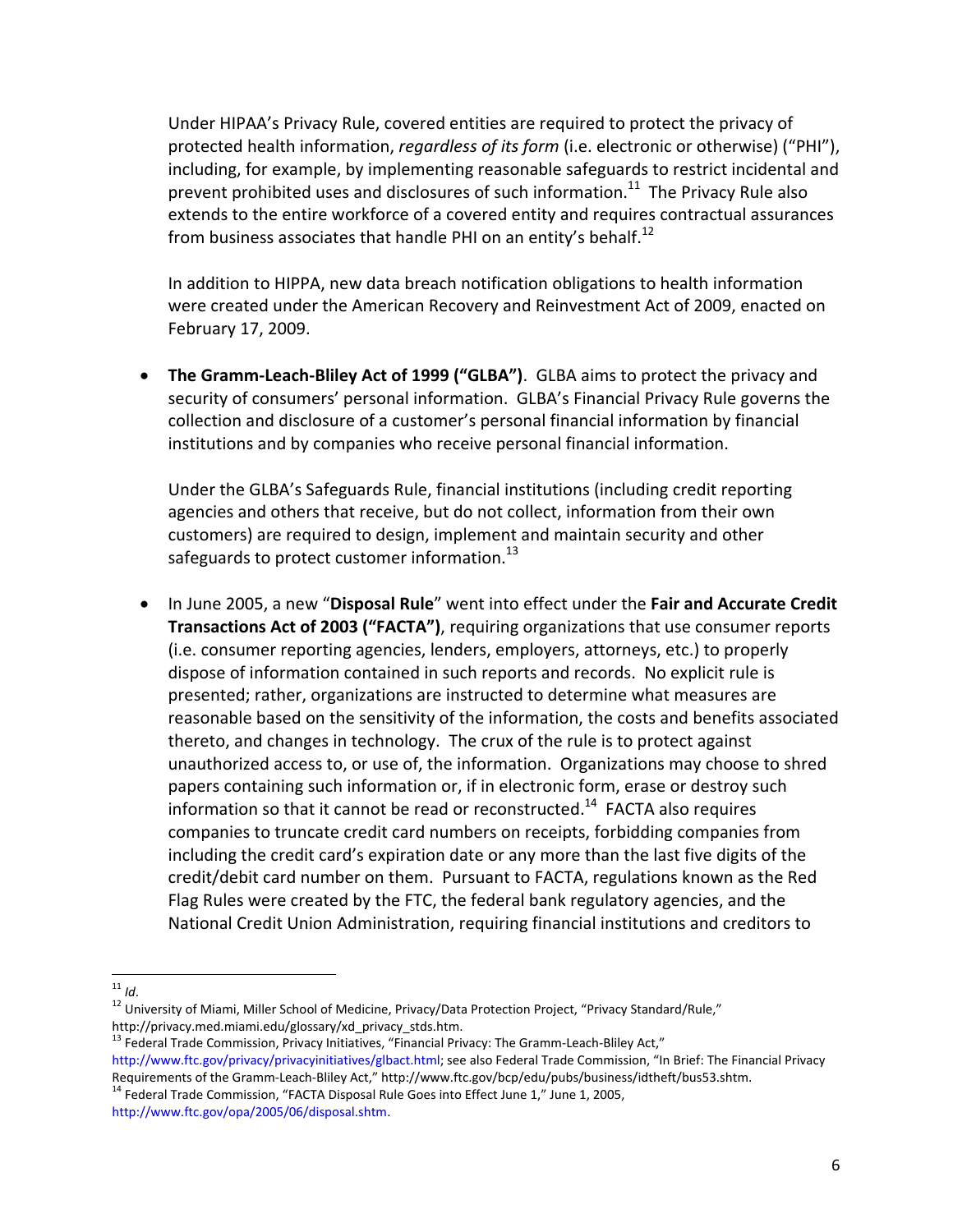Under HIPAA's Privacy Rule, covered entities are required to protect the privacy of protected health information, *regardless of its form* (i.e. electronic or otherwise) ("PHI"), including, for example, by implementing reasonable safeguards to restrict incidental and prevent prohibited uses and disclosures of such information.[11] The Privacy Rule also extends to the entire workforce of a covered entity and requires contractual assurances from business associates that handle PHI on an entity's behalf.[12]

In addition to HIPPA, new data breach notification obligations to health information were created under the American Recovery and Reinvestment Act of 2009, enacted on February 17, 2009.

- **The Gramm-Leach-Bliley Act of 1999 ("GLBA")**. GLBA aims to protect the privacy and security of consumers' personal information. GLBA's Financial Privacy Rule governs the collection and disclosure of a customer's personal financial information by financial institutions and by companies who receive personal financial information.

  Under the GLBA's Safeguards Rule, financial institutions (including credit reporting agencies and others that receive, but do not collect, information from their own customers) are required to design, implement and maintain security and other safeguards to protect customer information.[13]

- In June 2005, a new "**Disposal Rule**" went into effect under the **Fair and Accurate Credit Transactions Act of 2003 ("FACTA")**, requiring organizations that use consumer reports (i.e. consumer reporting agencies, lenders, employers, attorneys, etc.) to properly dispose of information contained in such reports and records. No explicit rule is presented; rather, organizations are instructed to determine what measures are reasonable based on the sensitivity of the information, the costs and benefits associated thereto, and changes in technology. The crux of the rule is to protect against unauthorized access to, or use of, the information. Organizations may choose to shred papers containing such information or, if in electronic form, erase or destroy such information so that it cannot be read or reconstructed.[14] FACTA also requires companies to truncate credit card numbers on receipts, forbidding companies from including the credit card's expiration date or any more than the last five digits of the credit/debit card number on them. Pursuant to FACTA, regulations known as the Red Flag Rules were created by the FTC, the federal bank regulatory agencies, and the National Credit Union Administration, requiring financial institutions and creditors to

---

[11] *Id*.

[12] University of Miami, Miller School of Medicine, Privacy/Data Protection Project, "Privacy Standard/Rule," http://privacy.med.miami.edu/glossary/xd_privacy_stds.htm.

[13] Federal Trade Commission, Privacy Initiatives, "Financial Privacy: The Gramm-Leach-Bliley Act," http://www.ftc.gov/privacy/privacyinitiatives/glbact.html; see also Federal Trade Commission, "In Brief: The Financial Privacy Requirements of the Gramm-Leach-Bliley Act," http://www.ftc.gov/bcp/edu/pubs/business/idtheft/bus53.shtm.

[14] Federal Trade Commission, "FACTA Disposal Rule Goes into Effect June 1," June 1, 2005, http://www.ftc.gov/opa/2005/06/disposal.shtm.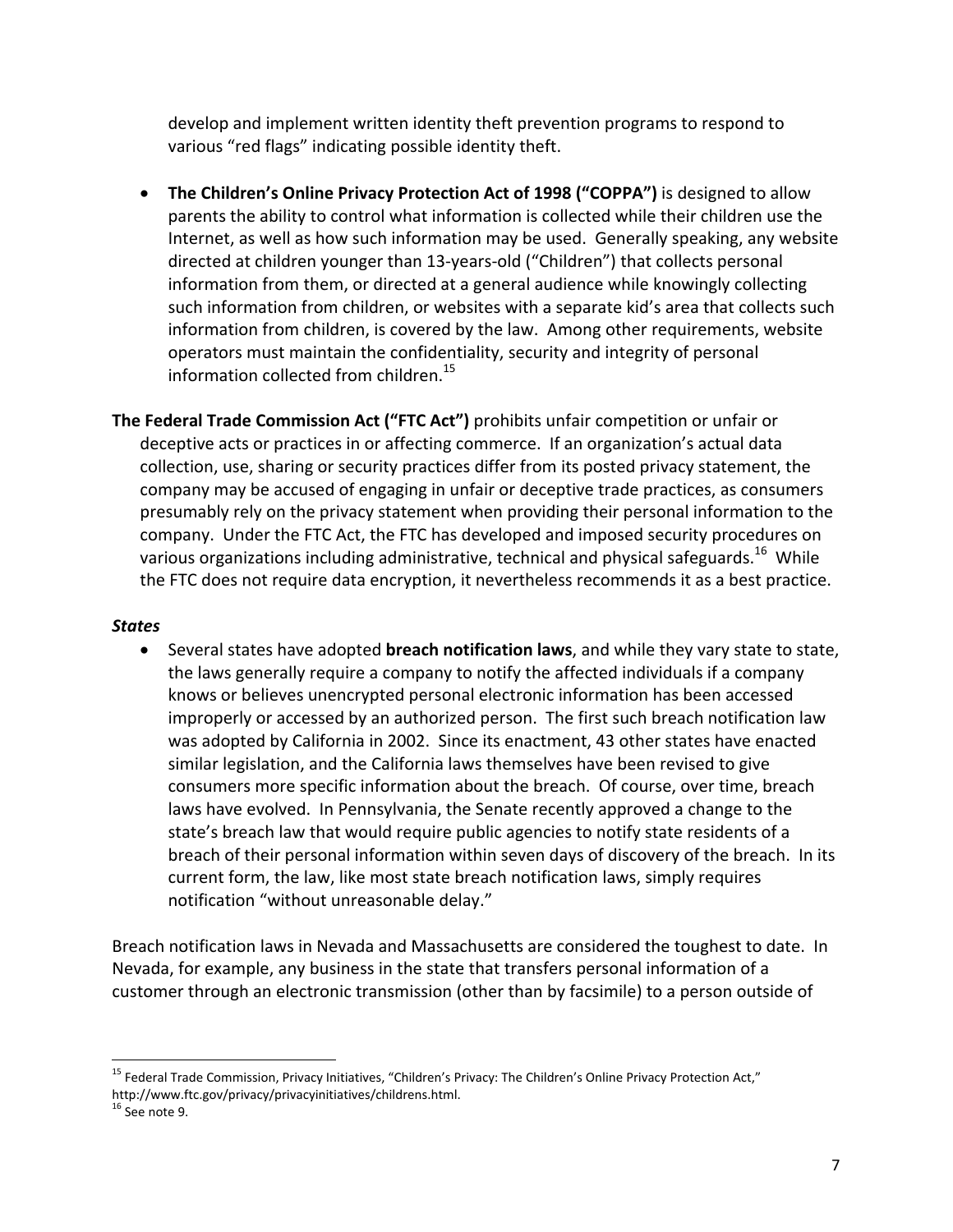develop and implement written identity theft prevention programs to respond to various "red flags" indicating possible identity theft.

- **The Children's Online Privacy Protection Act of 1998 ("COPPA")** is designed to allow parents the ability to control what information is collected while their children use the Internet, as well as how such information may be used. Generally speaking, any website directed at children younger than 13-years-old ("Children") that collects personal information from them, or directed at a general audience while knowingly collecting such information from children, or websites with a separate kid's area that collects such information from children, is covered by the law. Among other requirements, website operators must maintain the confidentiality, security and integrity of personal information collected from children.[15]

**The Federal Trade Commission Act ("FTC Act")** prohibits unfair competition or unfair or deceptive acts or practices in or affecting commerce. If an organization's actual data collection, use, sharing or security practices differ from its posted privacy statement, the company may be accused of engaging in unfair or deceptive trade practices, as consumers presumably rely on the privacy statement when providing their personal information to the company. Under the FTC Act, the FTC has developed and imposed security procedures on various organizations including administrative, technical and physical safeguards.[16] While the FTC does not require data encryption, it nevertheless recommends it as a best practice.

***States***

- Several states have adopted **breach notification laws**, and while they vary state to state, the laws generally require a company to notify the affected individuals if a company knows or believes unencrypted personal electronic information has been accessed improperly or accessed by an authorized person. The first such breach notification law was adopted by California in 2002. Since its enactment, 43 other states have enacted similar legislation, and the California laws themselves have been revised to give consumers more specific information about the breach. Of course, over time, breach laws have evolved. In Pennsylvania, the Senate recently approved a change to the state's breach law that would require public agencies to notify state residents of a breach of their personal information within seven days of discovery of the breach. In its current form, the law, like most state breach notification laws, simply requires notification "without unreasonable delay."

Breach notification laws in Nevada and Massachusetts are considered the toughest to date. In Nevada, for example, any business in the state that transfers personal information of a customer through an electronic transmission (other than by facsimile) to a person outside of

[15] Federal Trade Commission, Privacy Initiatives, "Children's Privacy: The Children's Online Privacy Protection Act," http://www.ftc.gov/privacy/privacyinitiatives/childrens.html.

[16] See note 9.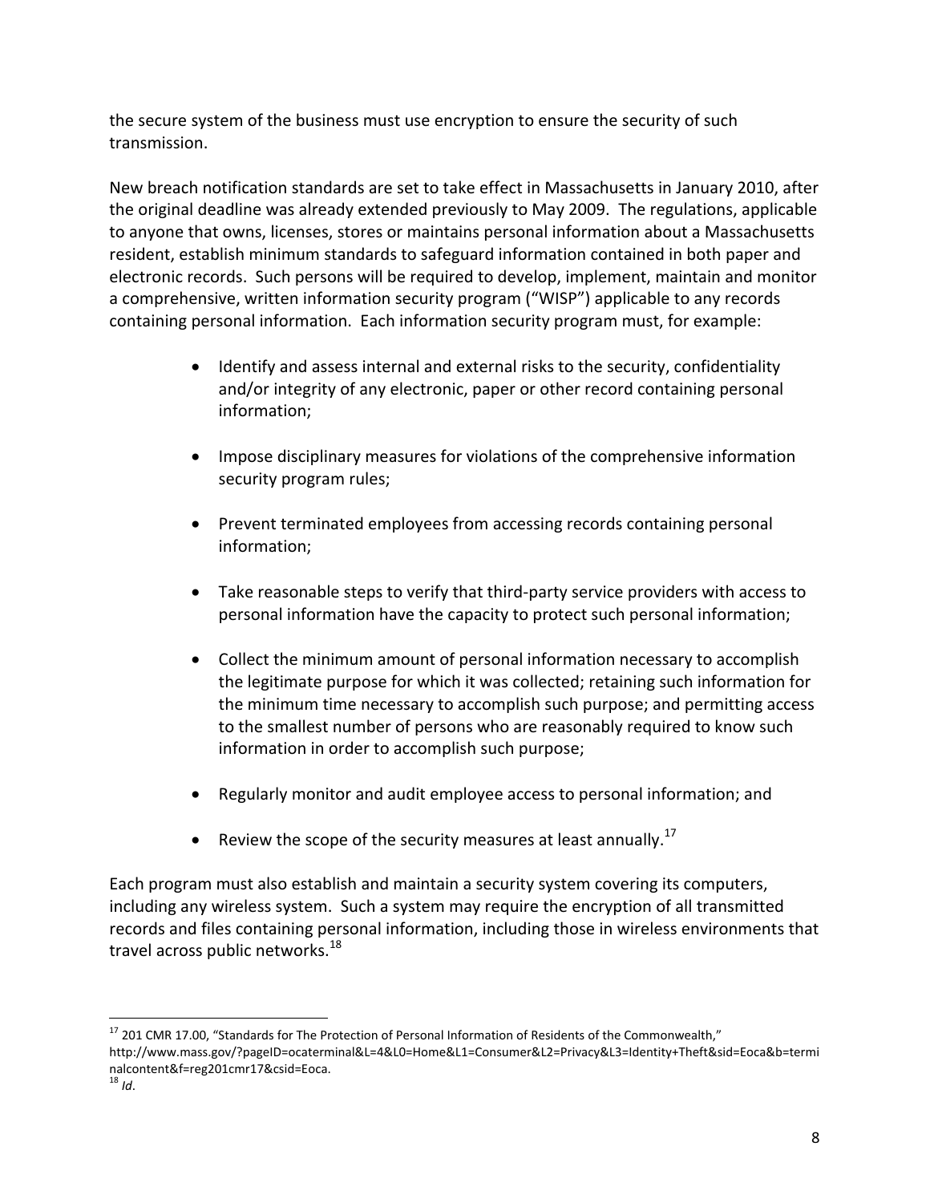the secure system of the business must use encryption to ensure the security of such transmission.

New breach notification standards are set to take effect in Massachusetts in January 2010, after the original deadline was already extended previously to May 2009. The regulations, applicable to anyone that owns, licenses, stores or maintains personal information about a Massachusetts resident, establish minimum standards to safeguard information contained in both paper and electronic records. Such persons will be required to develop, implement, maintain and monitor a comprehensive, written information security program ("WISP") applicable to any records containing personal information. Each information security program must, for example:

- Identify and assess internal and external risks to the security, confidentiality and/or integrity of any electronic, paper or other record containing personal information;
- Impose disciplinary measures for violations of the comprehensive information security program rules;
- Prevent terminated employees from accessing records containing personal information;
- Take reasonable steps to verify that third-party service providers with access to personal information have the capacity to protect such personal information;
- Collect the minimum amount of personal information necessary to accomplish the legitimate purpose for which it was collected; retaining such information for the minimum time necessary to accomplish such purpose; and permitting access to the smallest number of persons who are reasonably required to know such information in order to accomplish such purpose;
- Regularly monitor and audit employee access to personal information; and
- Review the scope of the security measures at least annually.[17]

Each program must also establish and maintain a security system covering its computers, including any wireless system. Such a system may require the encryption of all transmitted records and files containing personal information, including those in wireless environments that travel across public networks.[18]

---

[17] 201 CMR 17.00, "Standards for The Protection of Personal Information of Residents of the Commonwealth," http://www.mass.gov/?pageID=ocaterminal&L=4&L0=Home&L1=Consumer&L2=Privacy&L3=Identity+Theft&sid=Eoca&b=terminalcontent&f=reg201cmr17&csid=Eoca.

[18] *Id*.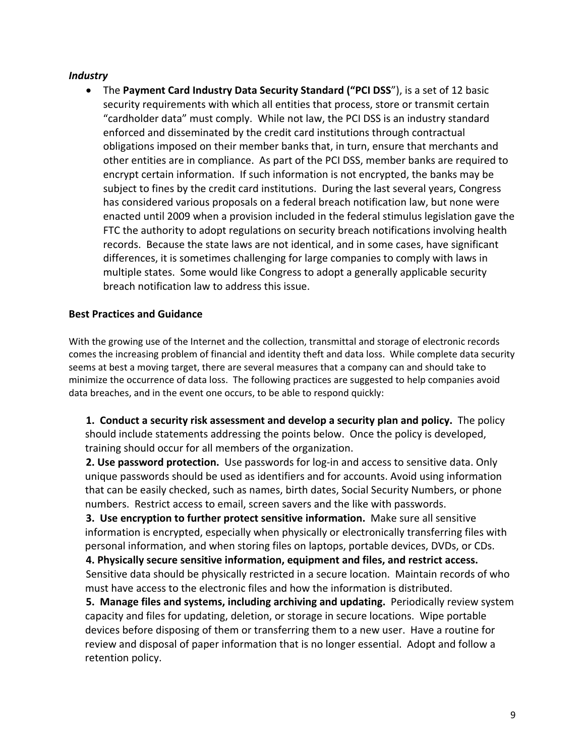***Industry***

- The **Payment Card Industry Data Security Standard ("PCI DSS**"), is a set of 12 basic security requirements with which all entities that process, store or transmit certain "cardholder data" must comply. While not law, the PCI DSS is an industry standard enforced and disseminated by the credit card institutions through contractual obligations imposed on their member banks that, in turn, ensure that merchants and other entities are in compliance. As part of the PCI DSS, member banks are required to encrypt certain information. If such information is not encrypted, the banks may be subject to fines by the credit card institutions. During the last several years, Congress has considered various proposals on a federal breach notification law, but none were enacted until 2009 when a provision included in the federal stimulus legislation gave the FTC the authority to adopt regulations on security breach notifications involving health records. Because the state laws are not identical, and in some cases, have significant differences, it is sometimes challenging for large companies to comply with laws in multiple states. Some would like Congress to adopt a generally applicable security breach notification law to address this issue.

**Best Practices and Guidance**

With the growing use of the Internet and the collection, transmittal and storage of electronic records comes the increasing problem of financial and identity theft and data loss. While complete data security seems at best a moving target, there are several measures that a company can and should take to minimize the occurrence of data loss. The following practices are suggested to help companies avoid data breaches, and in the event one occurs, to be able to respond quickly:

1. **Conduct a security risk assessment and develop a security plan and policy.** The policy should include statements addressing the points below. Once the policy is developed, training should occur for all members of the organization.
2. **Use password protection.** Use passwords for log-in and access to sensitive data. Only unique passwords should be used as identifiers and for accounts. Avoid using information that can be easily checked, such as names, birth dates, Social Security Numbers, or phone numbers. Restrict access to email, screen savers and the like with passwords.
3. **Use encryption to further protect sensitive information.** Make sure all sensitive information is encrypted, especially when physically or electronically transferring files with personal information, and when storing files on laptops, portable devices, DVDs, or CDs.
4. **Physically secure sensitive information, equipment and files, and restrict access.** Sensitive data should be physically restricted in a secure location. Maintain records of who must have access to the electronic files and how the information is distributed.
5. **Manage files and systems, including archiving and updating.** Periodically review system capacity and files for updating, deletion, or storage in secure locations. Wipe portable devices before disposing of them or transferring them to a new user. Have a routine for review and disposal of paper information that is no longer essential. Adopt and follow a retention policy.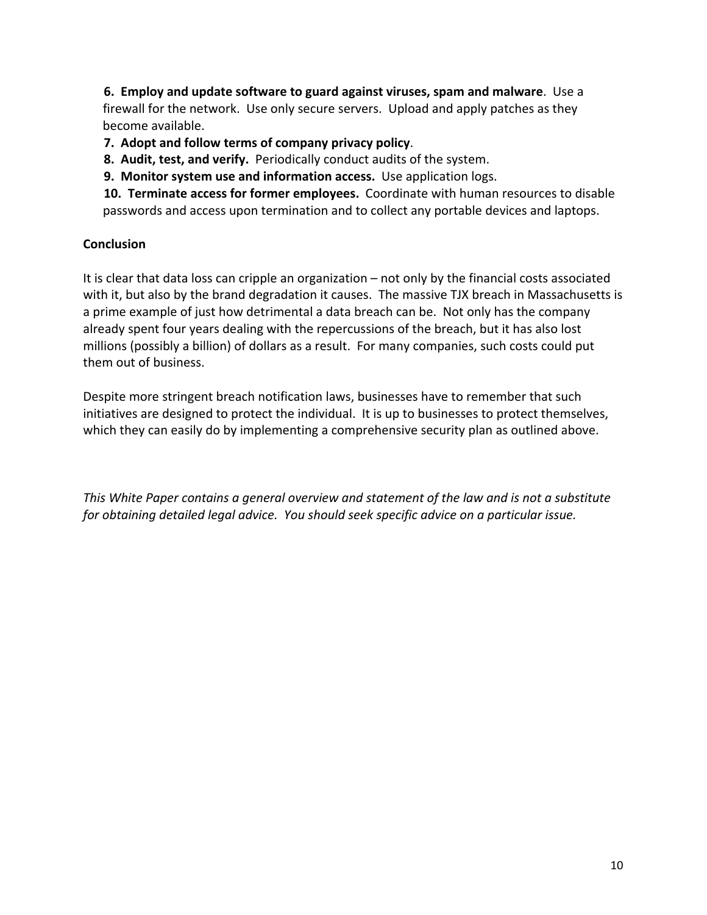6. **Employ and update software to guard against viruses, spam and malware**. Use a firewall for the network. Use only secure servers. Upload and apply patches as they become available.
7. **Adopt and follow terms of company privacy policy**.
8. **Audit, test, and verify.** Periodically conduct audits of the system.
9. **Monitor system use and information access.** Use application logs.
10. **Terminate access for former employees.** Coordinate with human resources to disable passwords and access upon termination and to collect any portable devices and laptops.

**Conclusion**

It is clear that data loss can cripple an organization – not only by the financial costs associated with it, but also by the brand degradation it causes. The massive TJX breach in Massachusetts is a prime example of just how detrimental a data breach can be. Not only has the company already spent four years dealing with the repercussions of the breach, but it has also lost millions (possibly a billion) of dollars as a result. For many companies, such costs could put them out of business.

Despite more stringent breach notification laws, businesses have to remember that such initiatives are designed to protect the individual. It is up to businesses to protect themselves, which they can easily do by implementing a comprehensive security plan as outlined above.

*This White Paper contains a general overview and statement of the law and is not a substitute for obtaining detailed legal advice. You should seek specific advice on a particular issue.*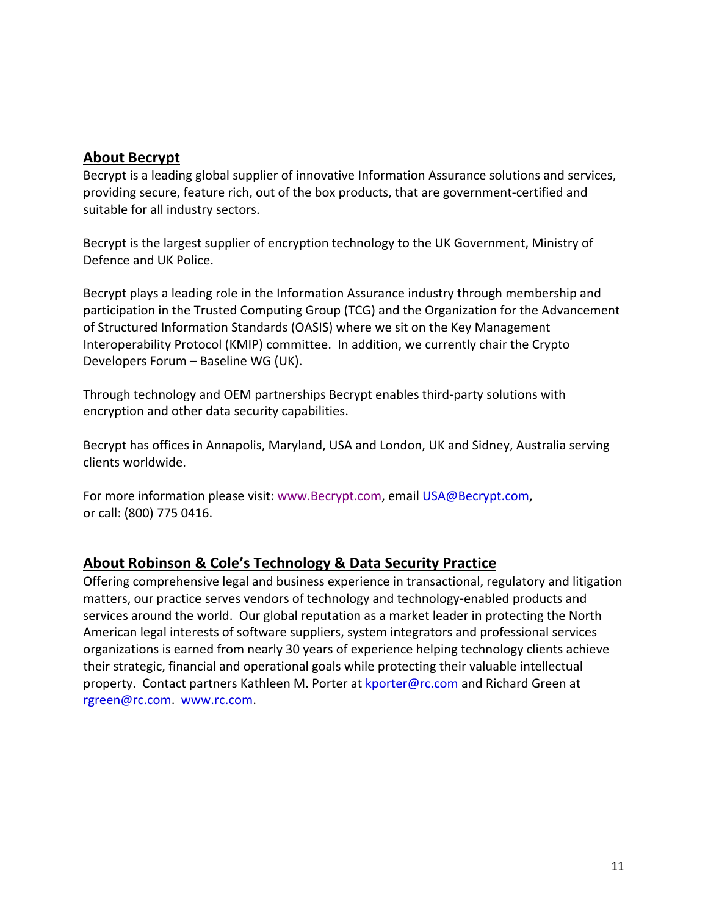## About Becrypt

Becrypt is a leading global supplier of innovative Information Assurance solutions and services, providing secure, feature rich, out of the box products, that are government-certified and suitable for all industry sectors.

Becrypt is the largest supplier of encryption technology to the UK Government, Ministry of Defence and UK Police.

Becrypt plays a leading role in the Information Assurance industry through membership and participation in the Trusted Computing Group (TCG) and the Organization for the Advancement of Structured Information Standards (OASIS) where we sit on the Key Management Interoperability Protocol (KMIP) committee. In addition, we currently chair the Crypto Developers Forum – Baseline WG (UK).

Through technology and OEM partnerships Becrypt enables third-party solutions with encryption and other data security capabilities.

Becrypt has offices in Annapolis, Maryland, USA and London, UK and Sidney, Australia serving clients worldwide.

For more information please visit: www.Becrypt.com, email USA@Becrypt.com, or call: (800) 775 0416.

## About Robinson & Cole's Technology & Data Security Practice

Offering comprehensive legal and business experience in transactional, regulatory and litigation matters, our practice serves vendors of technology and technology-enabled products and services around the world. Our global reputation as a market leader in protecting the North American legal interests of software suppliers, system integrators and professional services organizations is earned from nearly 30 years of experience helping technology clients achieve their strategic, financial and operational goals while protecting their valuable intellectual property. Contact partners Kathleen M. Porter at kporter@rc.com and Richard Green at rgreen@rc.com. www.rc.com.